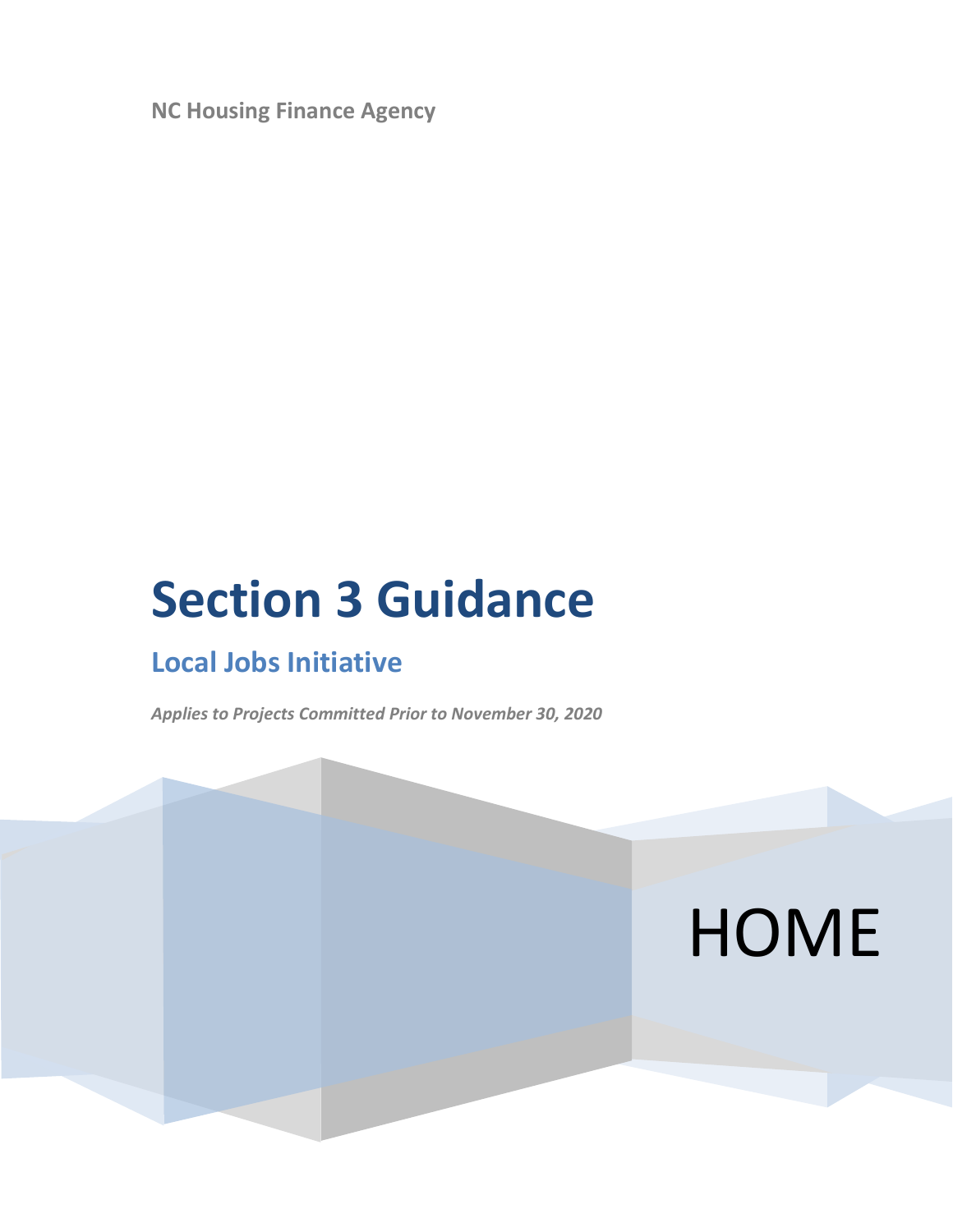NC Housing Finance Agency

# Section 3 Guidance

## Local Jobs Initiative

***Applies to Projects Committed Prior to November 30, 2020***

HOME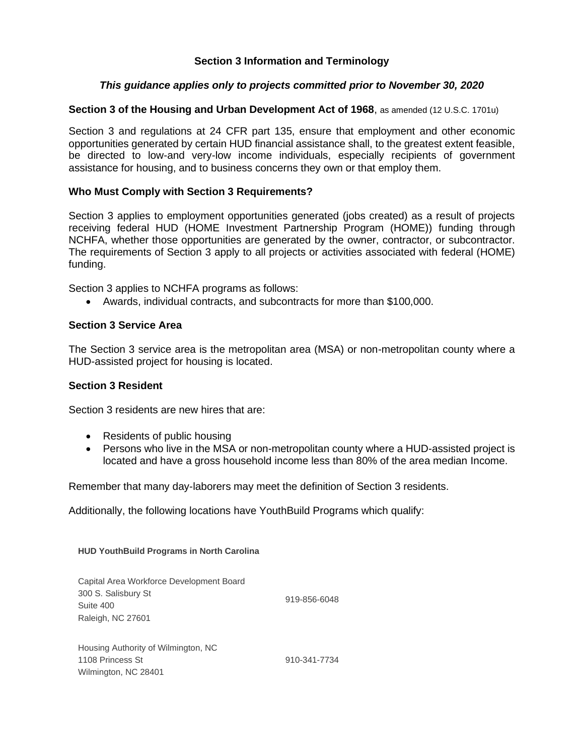## Section 3 Information and Terminology

***This guidance applies only to projects committed prior to November 30, 2020***

**Section 3 of the Housing and Urban Development Act of 1968**, as amended (12 U.S.C. 1701u)

Section 3 and regulations at 24 CFR part 135, ensure that employment and other economic opportunities generated by certain HUD financial assistance shall, to the greatest extent feasible, be directed to low-and very-low income individuals, especially recipients of government assistance for housing, and to business concerns they own or that employ them.

### Who Must Comply with Section 3 Requirements?

Section 3 applies to employment opportunities generated (jobs created) as a result of projects receiving federal HUD (HOME Investment Partnership Program (HOME)) funding through NCHFA, whether those opportunities are generated by the owner, contractor, or subcontractor. The requirements of Section 3 apply to all projects or activities associated with federal (HOME) funding.

Section 3 applies to NCHFA programs as follows:

- Awards, individual contracts, and subcontracts for more than $100,000.

### Section 3 Service Area

The Section 3 service area is the metropolitan area (MSA) or non-metropolitan county where a HUD-assisted project for housing is located.

### Section 3 Resident

Section 3 residents are new hires that are:

- Residents of public housing
- Persons who live in the MSA or non-metropolitan county where a HUD-assisted project is located and have a gross household income less than 80% of the area median Income.

Remember that many day-laborers may meet the definition of Section 3 residents.

Additionally, the following locations have YouthBuild Programs which qualify:

**HUD YouthBuild Programs in North Carolina**

| | |
|---|---|
| Capital Area Workforce Development Board<br>300 S. Salisbury St<br>Suite 400<br>Raleigh, NC 27601 | 919-856-6048 |
| Housing Authority of Wilmington, NC<br>1108 Princess St<br>Wilmington, NC 28401 | 910-341-7734 |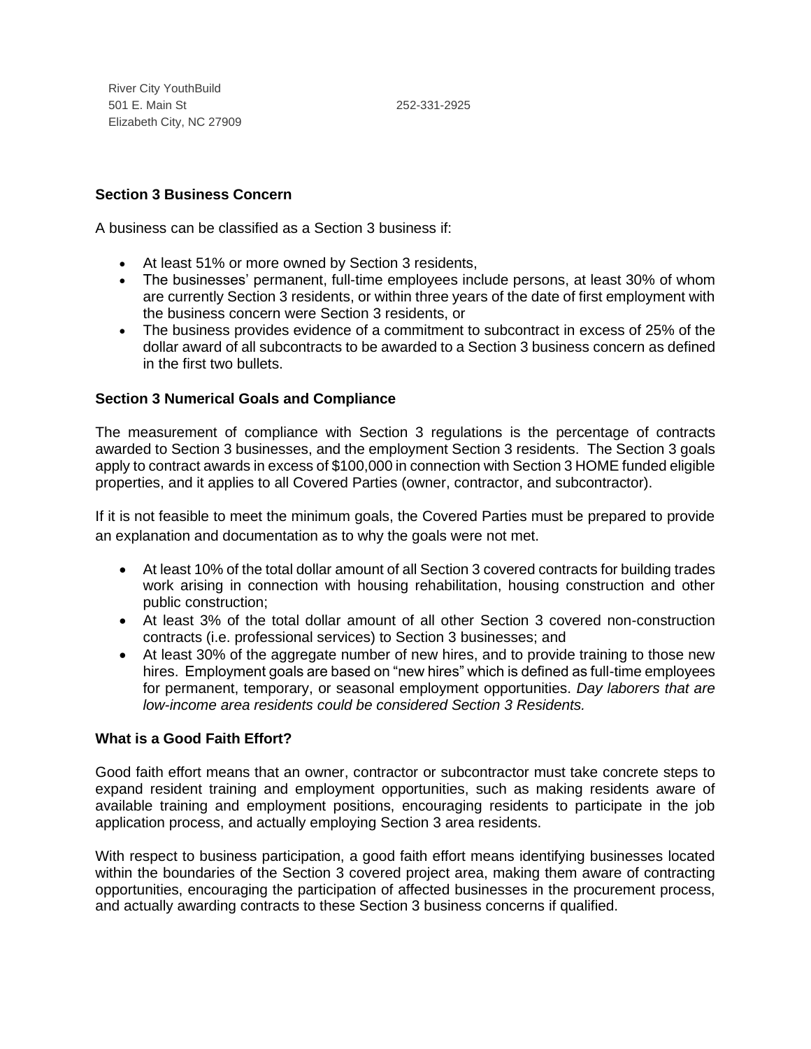River City YouthBuild
501 E. Main St 252-331-2925
Elizabeth City, NC 27909

**Section 3 Business Concern**

A business can be classified as a Section 3 business if:

- At least 51% or more owned by Section 3 residents,
- The businesses' permanent, full-time employees include persons, at least 30% of whom are currently Section 3 residents, or within three years of the date of first employment with the business concern were Section 3 residents, or
- The business provides evidence of a commitment to subcontract in excess of 25% of the dollar award of all subcontracts to be awarded to a Section 3 business concern as defined in the first two bullets.

**Section 3 Numerical Goals and Compliance**

The measurement of compliance with Section 3 regulations is the percentage of contracts awarded to Section 3 businesses, and the employment Section 3 residents. The Section 3 goals apply to contract awards in excess of $100,000 in connection with Section 3 HOME funded eligible properties, and it applies to all Covered Parties (owner, contractor, and subcontractor).

If it is not feasible to meet the minimum goals, the Covered Parties must be prepared to provide an explanation and documentation as to why the goals were not met.

- At least 10% of the total dollar amount of all Section 3 covered contracts for building trades work arising in connection with housing rehabilitation, housing construction and other public construction;
- At least 3% of the total dollar amount of all other Section 3 covered non-construction contracts (i.e. professional services) to Section 3 businesses; and
- At least 30% of the aggregate number of new hires, and to provide training to those new hires. Employment goals are based on "new hires" which is defined as full-time employees for permanent, temporary, or seasonal employment opportunities. *Day laborers that are low-income area residents could be considered Section 3 Residents.*

**What is a Good Faith Effort?**

Good faith effort means that an owner, contractor or subcontractor must take concrete steps to expand resident training and employment opportunities, such as making residents aware of available training and employment positions, encouraging residents to participate in the job application process, and actually employing Section 3 area residents.

With respect to business participation, a good faith effort means identifying businesses located within the boundaries of the Section 3 covered project area, making them aware of contracting opportunities, encouraging the participation of affected businesses in the procurement process, and actually awarding contracts to these Section 3 business concerns if qualified.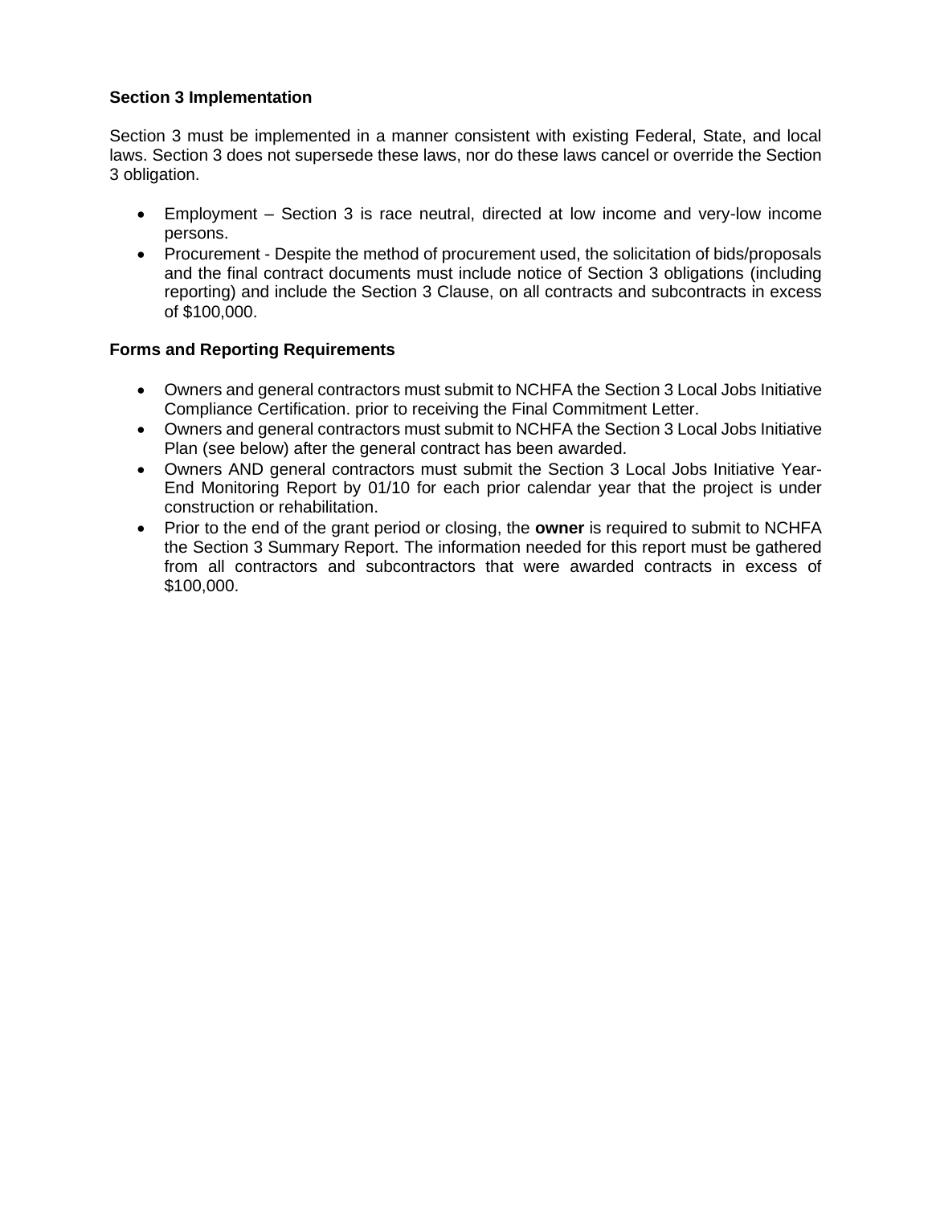**Section 3 Implementation**

Section 3 must be implemented in a manner consistent with existing Federal, State, and local laws. Section 3 does not supersede these laws, nor do these laws cancel or override the Section 3 obligation.

- Employment – Section 3 is race neutral, directed at low income and very-low income persons.
- Procurement - Despite the method of procurement used, the solicitation of bids/proposals and the final contract documents must include notice of Section 3 obligations (including reporting) and include the Section 3 Clause, on all contracts and subcontracts in excess of $100,000.

**Forms and Reporting Requirements**

- Owners and general contractors must submit to NCHFA the Section 3 Local Jobs Initiative Compliance Certification. prior to receiving the Final Commitment Letter.
- Owners and general contractors must submit to NCHFA the Section 3 Local Jobs Initiative Plan (see below) after the general contract has been awarded.
- Owners AND general contractors must submit the Section 3 Local Jobs Initiative Year-End Monitoring Report by 01/10 for each prior calendar year that the project is under construction or rehabilitation.
- Prior to the end of the grant period or closing, the **owner** is required to submit to NCHFA the Section 3 Summary Report. The information needed for this report must be gathered from all contractors and subcontractors that were awarded contracts in excess of $100,000.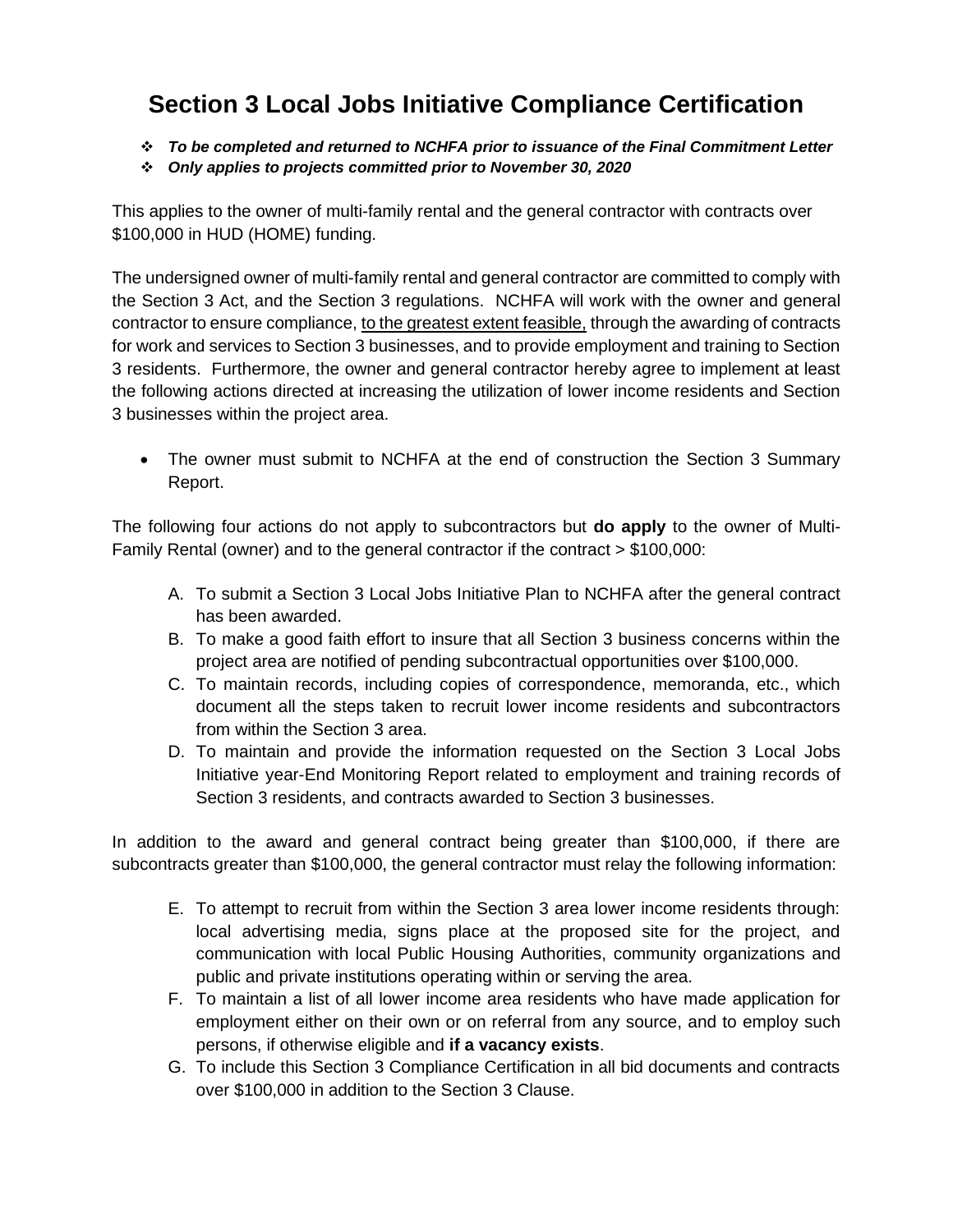# Section 3 Local Jobs Initiative Compliance Certification

- ***To be completed and returned to NCHFA prior to issuance of the Final Commitment Letter***
- ***Only applies to projects committed prior to November 30, 2020***

This applies to the owner of multi-family rental and the general contractor with contracts over $100,000 in HUD (HOME) funding.

The undersigned owner of multi-family rental and general contractor are committed to comply with the Section 3 Act, and the Section 3 regulations. NCHFA will work with the owner and general contractor to ensure compliance, <u>to the greatest extent feasible,</u> through the awarding of contracts for work and services to Section 3 businesses, and to provide employment and training to Section 3 residents. Furthermore, the owner and general contractor hereby agree to implement at least the following actions directed at increasing the utilization of lower income residents and Section 3 businesses within the project area.

- The owner must submit to NCHFA at the end of construction the Section 3 Summary Report.

The following four actions do not apply to subcontractors but **do apply** to the owner of Multi-Family Rental (owner) and to the general contractor if the contract > $100,000:

A. To submit a Section 3 Local Jobs Initiative Plan to NCHFA after the general contract has been awarded.
B. To make a good faith effort to insure that all Section 3 business concerns within the project area are notified of pending subcontractual opportunities over $100,000.
C. To maintain records, including copies of correspondence, memoranda, etc., which document all the steps taken to recruit lower income residents and subcontractors from within the Section 3 area.
D. To maintain and provide the information requested on the Section 3 Local Jobs Initiative year-End Monitoring Report related to employment and training records of Section 3 residents, and contracts awarded to Section 3 businesses.

In addition to the award and general contract being greater than $100,000, if there are subcontracts greater than $100,000, the general contractor must relay the following information:

E. To attempt to recruit from within the Section 3 area lower income residents through: local advertising media, signs place at the proposed site for the project, and communication with local Public Housing Authorities, community organizations and public and private institutions operating within or serving the area.
F. To maintain a list of all lower income area residents who have made application for employment either on their own or on referral from any source, and to employ such persons, if otherwise eligible and **if a vacancy exists**.
G. To include this Section 3 Compliance Certification in all bid documents and contracts over $100,000 in addition to the Section 3 Clause.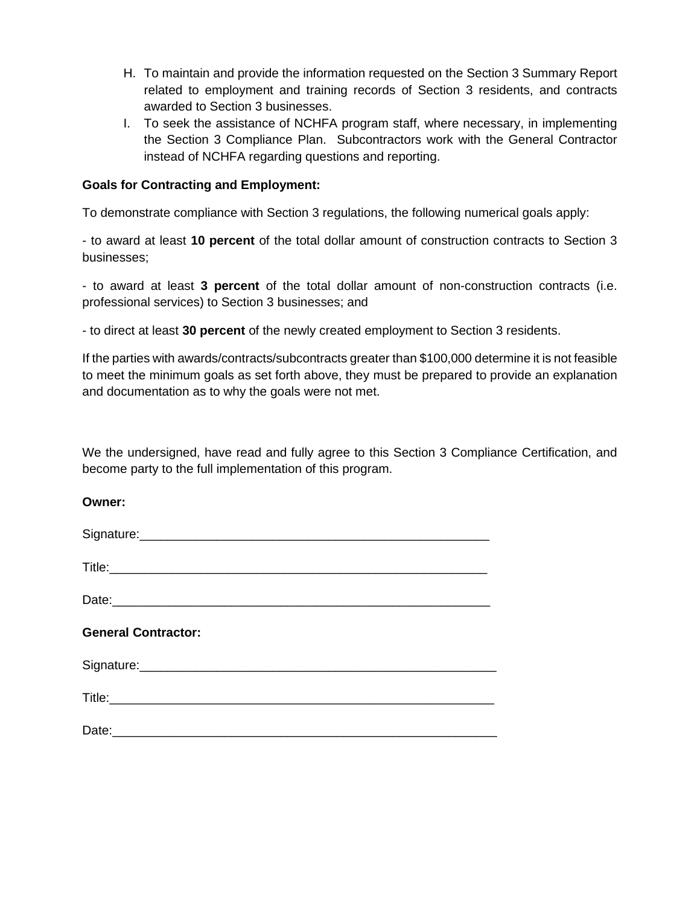H. To maintain and provide the information requested on the Section 3 Summary Report related to employment and training records of Section 3 residents, and contracts awarded to Section 3 businesses.
I. To seek the assistance of NCHFA program staff, where necessary, in implementing the Section 3 Compliance Plan. Subcontractors work with the General Contractor instead of NCHFA regarding questions and reporting.

**Goals for Contracting and Employment:**

To demonstrate compliance with Section 3 regulations, the following numerical goals apply:

- to award at least **10 percent** of the total dollar amount of construction contracts to Section 3 businesses;

- to award at least **3 percent** of the total dollar amount of non-construction contracts (i.e. professional services) to Section 3 businesses; and

- to direct at least **30 percent** of the newly created employment to Section 3 residents.

If the parties with awards/contracts/subcontracts greater than $100,000 determine it is not feasible to meet the minimum goals as set forth above, they must be prepared to provide an explanation and documentation as to why the goals were not met.

We the undersigned, have read and fully agree to this Section 3 Compliance Certification, and become party to the full implementation of this program.

**Owner:**

Signature:_____________________________________________________

Title:_________________________________________________________

Date:_________________________________________________________

**General Contractor:**

Signature:_____________________________________________________

Title:_________________________________________________________

Date:_________________________________________________________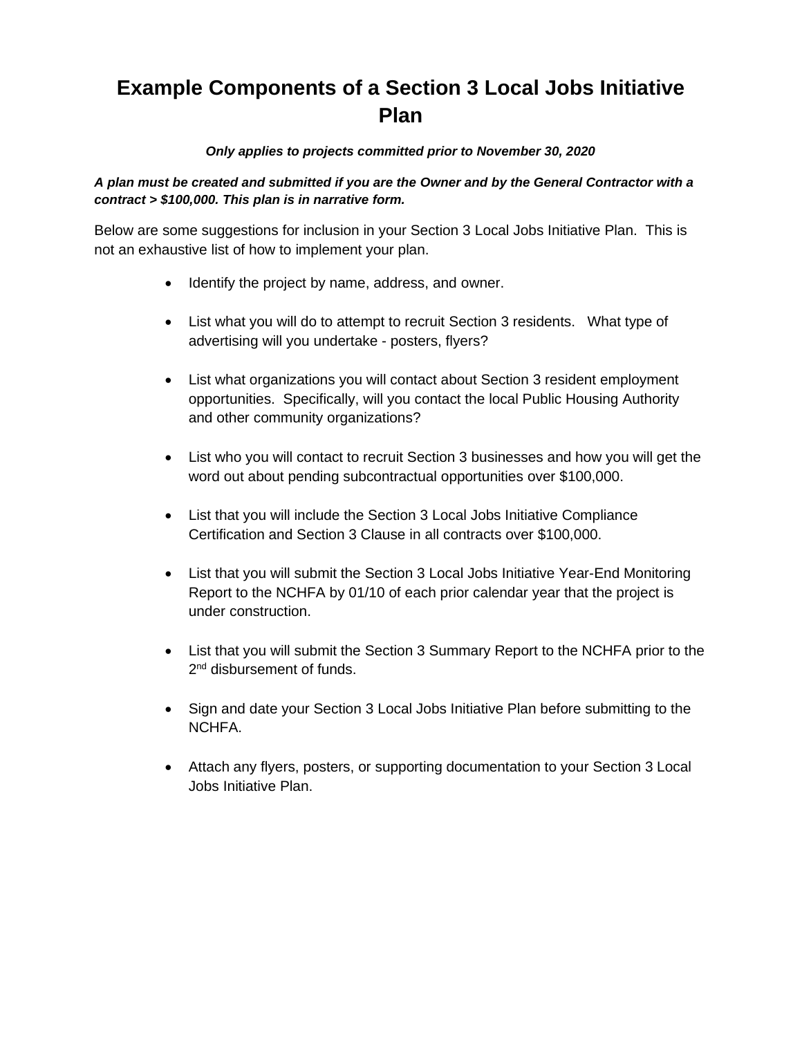# Example Components of a Section 3 Local Jobs Initiative Plan

***Only applies to projects committed prior to November 30, 2020***

***A plan must be created and submitted if you are the Owner and by the General Contractor with a contract > $100,000. This plan is in narrative form.***

Below are some suggestions for inclusion in your Section 3 Local Jobs Initiative Plan. This is not an exhaustive list of how to implement your plan.

- Identify the project by name, address, and owner.
- List what you will do to attempt to recruit Section 3 residents. What type of advertising will you undertake - posters, flyers?
- List what organizations you will contact about Section 3 resident employment opportunities. Specifically, will you contact the local Public Housing Authority and other community organizations?
- List who you will contact to recruit Section 3 businesses and how you will get the word out about pending subcontractual opportunities over $100,000.
- List that you will include the Section 3 Local Jobs Initiative Compliance Certification and Section 3 Clause in all contracts over $100,000.
- List that you will submit the Section 3 Local Jobs Initiative Year-End Monitoring Report to the NCHFA by 01/10 of each prior calendar year that the project is under construction.
- List that you will submit the Section 3 Summary Report to the NCHFA prior to the 2nd disbursement of funds.
- Sign and date your Section 3 Local Jobs Initiative Plan before submitting to the NCHFA.
- Attach any flyers, posters, or supporting documentation to your Section 3 Local Jobs Initiative Plan.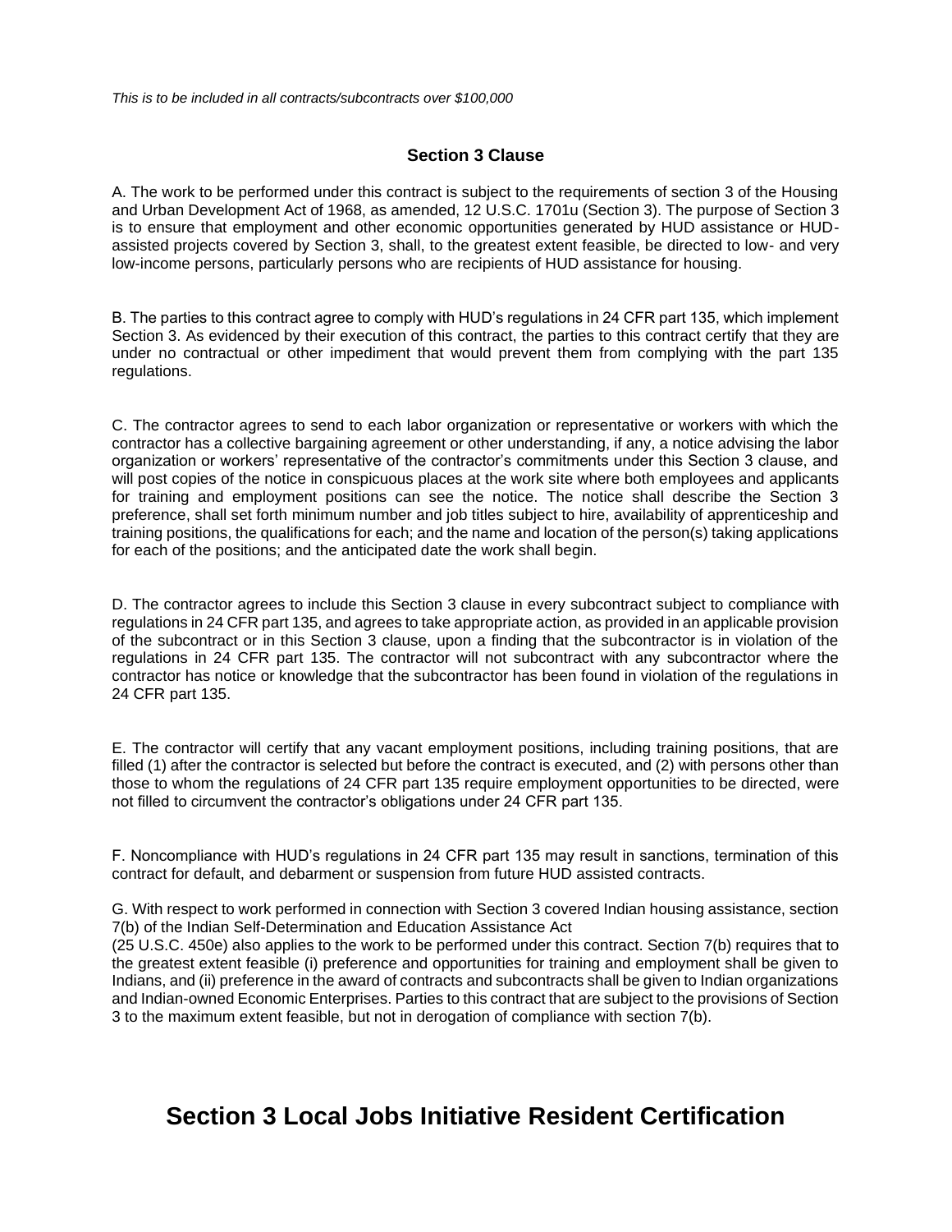*This is to be included in all contracts/subcontracts over $100,000*

### Section 3 Clause

A. The work to be performed under this contract is subject to the requirements of section 3 of the Housing and Urban Development Act of 1968, as amended, 12 U.S.C. 1701u (Section 3). The purpose of Section 3 is to ensure that employment and other economic opportunities generated by HUD assistance or HUD-assisted projects covered by Section 3, shall, to the greatest extent feasible, be directed to low- and very low-income persons, particularly persons who are recipients of HUD assistance for housing.

B. The parties to this contract agree to comply with HUD's regulations in 24 CFR part 135, which implement Section 3. As evidenced by their execution of this contract, the parties to this contract certify that they are under no contractual or other impediment that would prevent them from complying with the part 135 regulations.

C. The contractor agrees to send to each labor organization or representative or workers with which the contractor has a collective bargaining agreement or other understanding, if any, a notice advising the labor organization or workers' representative of the contractor's commitments under this Section 3 clause, and will post copies of the notice in conspicuous places at the work site where both employees and applicants for training and employment positions can see the notice. The notice shall describe the Section 3 preference, shall set forth minimum number and job titles subject to hire, availability of apprenticeship and training positions, the qualifications for each; and the name and location of the person(s) taking applications for each of the positions; and the anticipated date the work shall begin.

D. The contractor agrees to include this Section 3 clause in every subcontract subject to compliance with regulations in 24 CFR part 135, and agrees to take appropriate action, as provided in an applicable provision of the subcontract or in this Section 3 clause, upon a finding that the subcontractor is in violation of the regulations in 24 CFR part 135. The contractor will not subcontract with any subcontractor where the contractor has notice or knowledge that the subcontractor has been found in violation of the regulations in 24 CFR part 135.

E. The contractor will certify that any vacant employment positions, including training positions, that are filled (1) after the contractor is selected but before the contract is executed, and (2) with persons other than those to whom the regulations of 24 CFR part 135 require employment opportunities to be directed, were not filled to circumvent the contractor's obligations under 24 CFR part 135.

F. Noncompliance with HUD's regulations in 24 CFR part 135 may result in sanctions, termination of this contract for default, and debarment or suspension from future HUD assisted contracts.

G. With respect to work performed in connection with Section 3 covered Indian housing assistance, section 7(b) of the Indian Self-Determination and Education Assistance Act
(25 U.S.C. 450e) also applies to the work to be performed under this contract. Section 7(b) requires that to the greatest extent feasible (i) preference and opportunities for training and employment shall be given to Indians, and (ii) preference in the award of contracts and subcontracts shall be given to Indian organizations and Indian-owned Economic Enterprises. Parties to this contract that are subject to the provisions of Section 3 to the maximum extent feasible, but not in derogation of compliance with section 7(b).

## Section 3 Local Jobs Initiative Resident Certification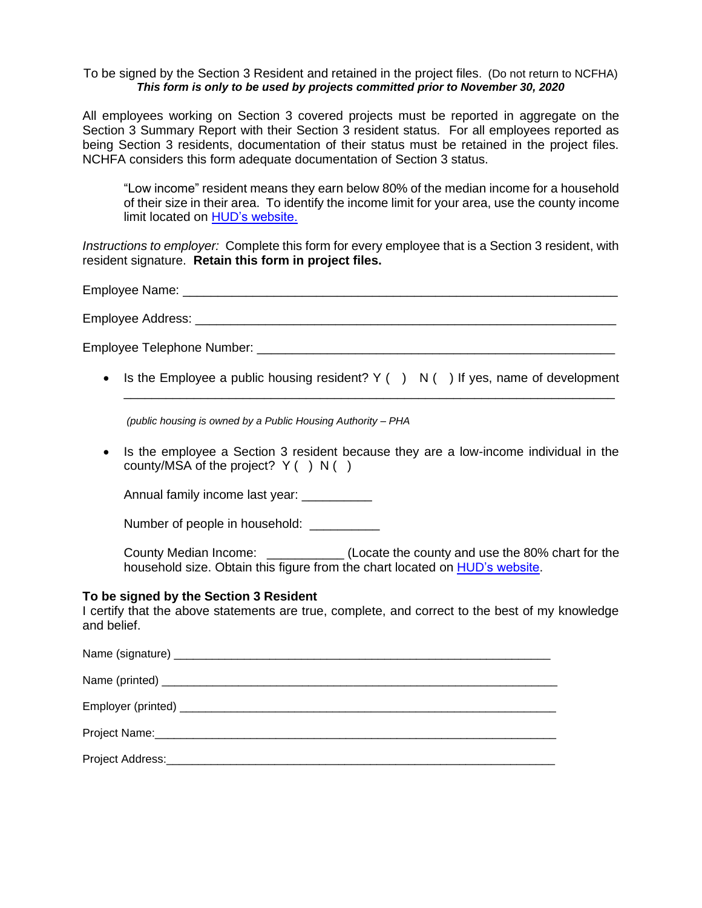To be signed by the Section 3 Resident and retained in the project files. (Do not return to NCFHA)
***This form is only to be used by projects committed prior to November 30, 2020***

All employees working on Section 3 covered projects must be reported in aggregate on the Section 3 Summary Report with their Section 3 resident status. For all employees reported as being Section 3 residents, documentation of their status must be retained in the project files. NCHFA considers this form adequate documentation of Section 3 status.

> "Low income" resident means they earn below 80% of the median income for a household of their size in their area. To identify the income limit for your area, use the county income limit located on [HUD's website.](#)

*Instructions to employer:* Complete this form for every employee that is a Section 3 resident, with resident signature. **Retain this form in project files.**

Employee Name: ______________________________________________________________

Employee Address: ____________________________________________________________

Employee Telephone Number: ___________________________________________________

- Is the Employee a public housing resident? Y ( ) N ( ) If yes, name of development ______________________________________________________________

  *(public housing is owned by a Public Housing Authority – PHA*

- Is the employee a Section 3 resident because they are a low-income individual in the county/MSA of the project? Y ( ) N ( )

  Annual family income last year: __________

  Number of people in household: __________

  County Median Income: ___________ (Locate the county and use the 80% chart for the household size. Obtain this figure from the chart located on [HUD's website](#).

**To be signed by the Section 3 Resident**
I certify that the above statements are true, complete, and correct to the best of my knowledge and belief.

Name (signature) ______________________________________________________

Name (printed) ________________________________________________________

Employer (printed) _____________________________________________________

Project Name:_________________________________________________________

Project Address:_______________________________________________________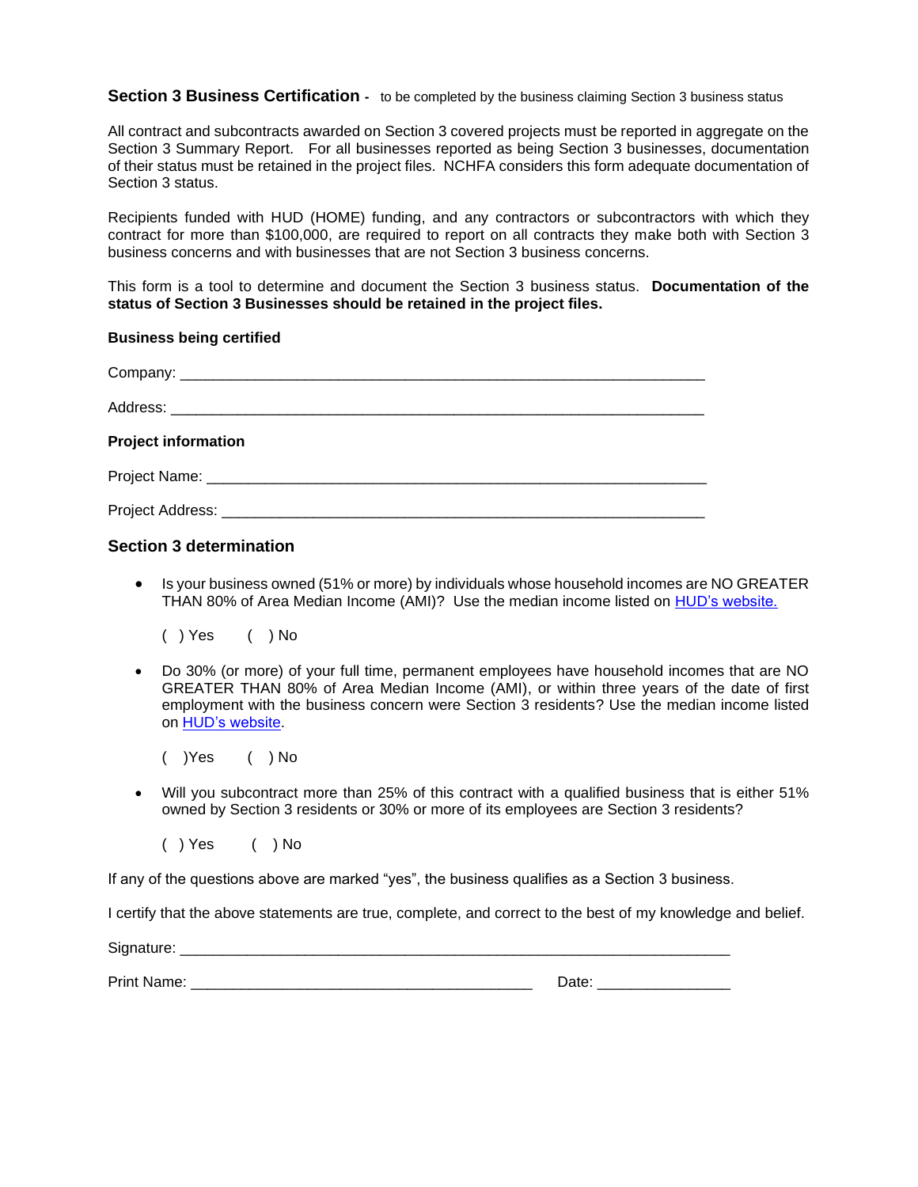**Section 3 Business Certification -** to be completed by the business claiming Section 3 business status

All contract and subcontracts awarded on Section 3 covered projects must be reported in aggregate on the Section 3 Summary Report. For all businesses reported as being Section 3 businesses, documentation of their status must be retained in the project files. NCHFA considers this form adequate documentation of Section 3 status.

Recipients funded with HUD (HOME) funding, and any contractors or subcontractors with which they contract for more than $100,000, are required to report on all contracts they make both with Section 3 business concerns and with businesses that are not Section 3 business concerns.

This form is a tool to determine and document the Section 3 business status. **Documentation of the status of Section 3 Businesses should be retained in the project files.**

**Business being certified**

Company: ___________________________________________________________

Address: ___________________________________________________________

**Project information**

Project Name: _______________________________________________________

Project Address: _____________________________________________________

### Section 3 determination

- Is your business owned (51% or more) by individuals whose household incomes are NO GREATER THAN 80% of Area Median Income (AMI)? Use the median income listed on HUD's website.

  ( ) Yes     ( ) No

- Do 30% (or more) of your full time, permanent employees have household incomes that are NO GREATER THAN 80% of Area Median Income (AMI), or within three years of the date of first employment with the business concern were Section 3 residents? Use the median income listed on HUD's website.

  ( )Yes     ( ) No

- Will you subcontract more than 25% of this contract with a qualified business that is either 51% owned by Section 3 residents or 30% or more of its employees are Section 3 residents?

  ( ) Yes     ( ) No

If any of the questions above are marked "yes", the business qualifies as a Section 3 business.

I certify that the above statements are true, complete, and correct to the best of my knowledge and belief.

Signature: ___________________________________________________________

Print Name: _______________________________________ Date: _______________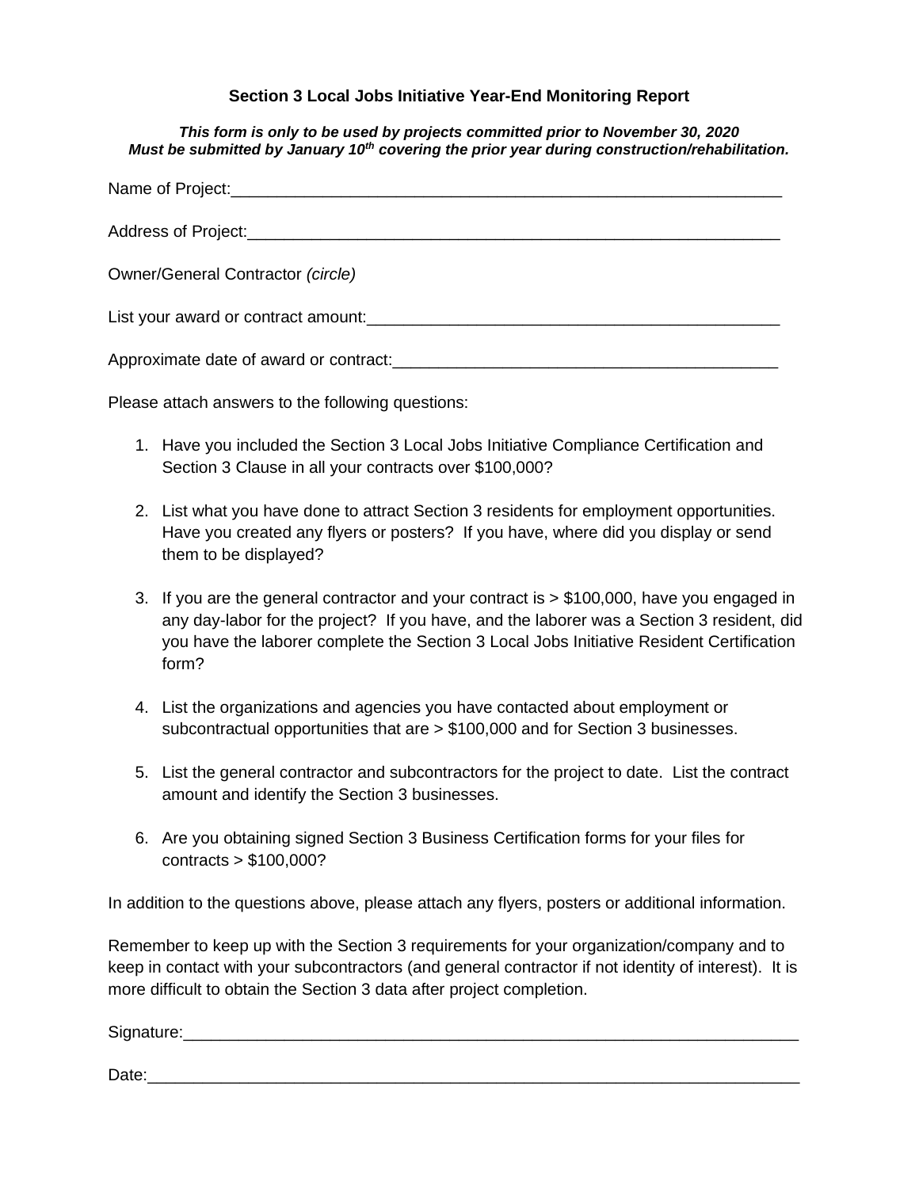# Section 3 Local Jobs Initiative Year-End Monitoring Report

***This form is only to be used by projects committed prior to November 30, 2020***
***Must be submitted by January 10th covering the prior year during construction/rehabilitation.***

Name of Project:_______________________________________________________________

Address of Project:_____________________________________________________________

Owner/General Contractor *(circle)*

List your award or contract amount:_____________________________________________

Approximate date of award or contract:__________________________________________

Please attach answers to the following questions:

1. Have you included the Section 3 Local Jobs Initiative Compliance Certification and Section 3 Clause in all your contracts over $100,000?

2. List what you have done to attract Section 3 residents for employment opportunities. Have you created any flyers or posters? If you have, where did you display or send them to be displayed?

3. If you are the general contractor and your contract is > $100,000, have you engaged in any day-labor for the project? If you have, and the laborer was a Section 3 resident, did you have the laborer complete the Section 3 Local Jobs Initiative Resident Certification form?

4. List the organizations and agencies you have contacted about employment or subcontractual opportunities that are > $100,000 and for Section 3 businesses.

5. List the general contractor and subcontractors for the project to date. List the contract amount and identify the Section 3 businesses.

6. Are you obtaining signed Section 3 Business Certification forms for your files for contracts > $100,000?

In addition to the questions above, please attach any flyers, posters or additional information.

Remember to keep up with the Section 3 requirements for your organization/company and to keep in contact with your subcontractors (and general contractor if not identity of interest). It is more difficult to obtain the Section 3 data after project completion.

Signature:______________________________________________________________________

Date:__________________________________________________________________________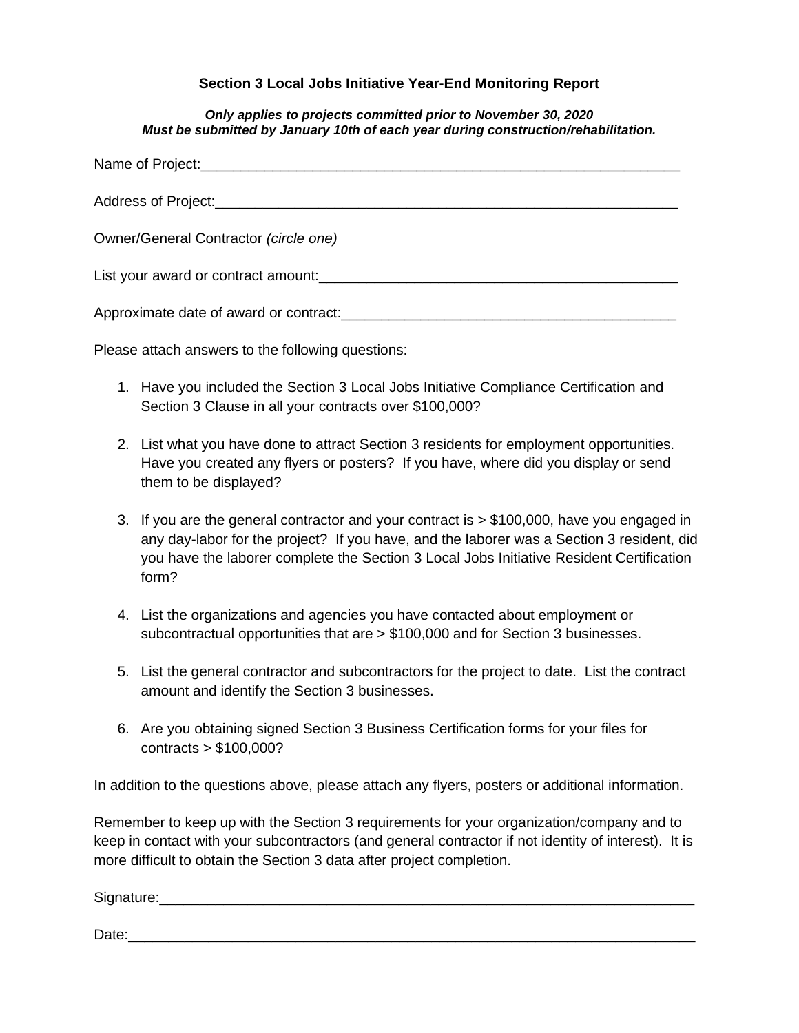**Section 3 Local Jobs Initiative Year-End Monitoring Report**

***Only applies to projects committed prior to November 30, 2020***
***Must be submitted by January 10th of each year during construction/rehabilitation.***

Name of Project:_______________________________________________________________

Address of Project:_____________________________________________________________

Owner/General Contractor *(circle one)*

List your award or contract amount:_____________________________________________

Approximate date of award or contract:__________________________________________

Please attach answers to the following questions:

1. Have you included the Section 3 Local Jobs Initiative Compliance Certification and Section 3 Clause in all your contracts over $100,000?

2. List what you have done to attract Section 3 residents for employment opportunities. Have you created any flyers or posters? If you have, where did you display or send them to be displayed?

3. If you are the general contractor and your contract is > $100,000, have you engaged in any day-labor for the project? If you have, and the laborer was a Section 3 resident, did you have the laborer complete the Section 3 Local Jobs Initiative Resident Certification form?

4. List the organizations and agencies you have contacted about employment or subcontractual opportunities that are > $100,000 and for Section 3 businesses.

5. List the general contractor and subcontractors for the project to date. List the contract amount and identify the Section 3 businesses.

6. Are you obtaining signed Section 3 Business Certification forms for your files for contracts > $100,000?

In addition to the questions above, please attach any flyers, posters or additional information.

Remember to keep up with the Section 3 requirements for your organization/company and to keep in contact with your subcontractors (and general contractor if not identity of interest). It is more difficult to obtain the Section 3 data after project completion.

Signature:____________________________________________________________________

Date:________________________________________________________________________